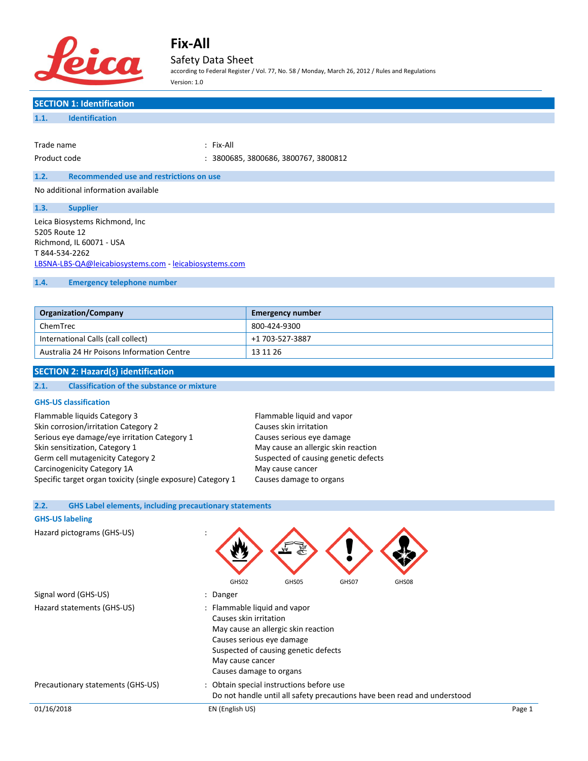# Fix-All

## Safety Data Sheet

according to Federal Register / Vol. 77, No. 58 / Monday, March 26, 2012 / Rules and Regulations

Version: 1.0

## SECTION 1: Identification

### 1.1. Identification

Trade name : Fix-All

Product code : 3800685, 3800686, 3800767, 3800812

### 1.2. Recommended use and restrictions on use

No additional information available

### 1.3. Supplier

Leica Biosystems Richmond, Inc
5205 Route 12
Richmond, IL 60071 - USA
T 844-534-2262
LBSNA-LBS-QA@leicabiosystems.com - leicabiosystems.com

### 1.4. Emergency telephone number

| Organization/Company | Emergency number |
|---|---|
| ChemTrec | 800-424-9300 |
| International Calls (call collect) | +1 703-527-3887 |
| Australia 24 Hr Poisons Information Centre | 13 11 26 |

## SECTION 2: Hazard(s) identification

### 2.1. Classification of the substance or mixture

**GHS-US classification**

| | |
|---|---|
| Flammable liquids Category 3 | Flammable liquid and vapor |
| Skin corrosion/irritation Category 2 | Causes skin irritation |
| Serious eye damage/eye irritation Category 1 | Causes serious eye damage |
| Skin sensitization, Category 1 | May cause an allergic skin reaction |
| Germ cell mutagenicity Category 2 | Suspected of causing genetic defects |
| Carcinogenicity Category 1A | May cause cancer |
| Specific target organ toxicity (single exposure) Category 1 | Causes damage to organs |

### 2.2. GHS Label elements, including precautionary statements

**GHS-US labeling**

Hazard pictograms (GHS-US) : GHS02, GHS05, GHS07, GHS08

Signal word (GHS-US) : Danger

Hazard statements (GHS-US) : Flammable liquid and vapor
Causes skin irritation
May cause an allergic skin reaction
Causes serious eye damage
Suspected of causing genetic defects
May cause cancer
Causes damage to organs

Precautionary statements (GHS-US) : Obtain special instructions before use
Do not handle until all safety precautions have been read and understood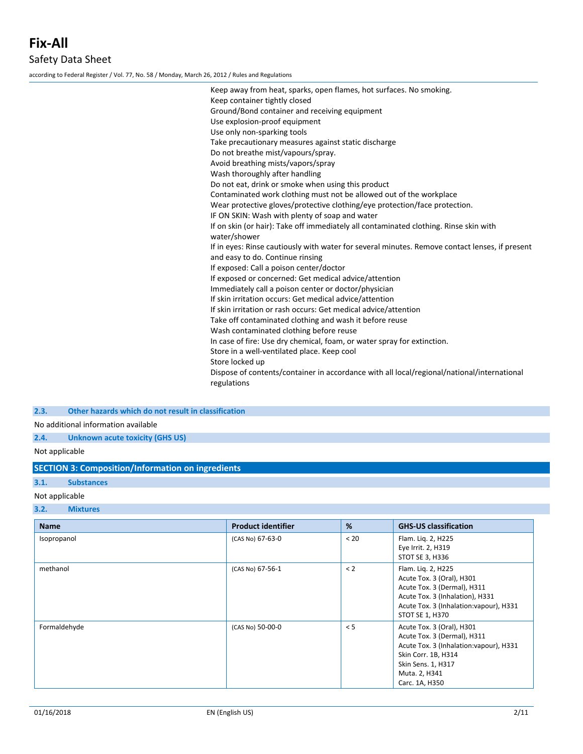Keep away from heat, sparks, open flames, hot surfaces. No smoking.
Keep container tightly closed
Ground/Bond container and receiving equipment
Use explosion-proof equipment
Use only non-sparking tools
Take precautionary measures against static discharge
Do not breathe mist/vapours/spray.
Avoid breathing mists/vapors/spray
Wash thoroughly after handling
Do not eat, drink or smoke when using this product
Contaminated work clothing must not be allowed out of the workplace
Wear protective gloves/protective clothing/eye protection/face protection.
IF ON SKIN: Wash with plenty of soap and water
If on skin (or hair): Take off immediately all contaminated clothing. Rinse skin with water/shower
If in eyes: Rinse cautiously with water for several minutes. Remove contact lenses, if present and easy to do. Continue rinsing
If exposed: Call a poison center/doctor
If exposed or concerned: Get medical advice/attention
Immediately call a poison center or doctor/physician
If skin irritation occurs: Get medical advice/attention
If skin irritation or rash occurs: Get medical advice/attention
Take off contaminated clothing and wash it before reuse
Wash contaminated clothing before reuse
In case of fire: Use dry chemical, foam, or water spray for extinction.
Store in a well-ventilated place. Keep cool
Store locked up
Dispose of contents/container in accordance with all local/regional/national/international regulations

### 2.3. Other hazards which do not result in classification

No additional information available

### 2.4. Unknown acute toxicity (GHS US)

Not applicable

## SECTION 3: Composition/Information on ingredients

### 3.1. Substances

Not applicable

### 3.2. Mixtures

| Name | Product identifier | % | GHS-US classification |
|---|---|---|---|
| Isopropanol | (CAS No) 67-63-0 | < 20 | Flam. Liq. 2, H225<br>Eye Irrit. 2, H319<br>STOT SE 3, H336 |
| methanol | (CAS No) 67-56-1 | < 2 | Flam. Liq. 2, H225<br>Acute Tox. 3 (Oral), H301<br>Acute Tox. 3 (Dermal), H311<br>Acute Tox. 3 (Inhalation), H331<br>Acute Tox. 3 (Inhalation:vapour), H331<br>STOT SE 1, H370 |
| Formaldehyde | (CAS No) 50-00-0 | < 5 | Acute Tox. 3 (Oral), H301<br>Acute Tox. 3 (Dermal), H311<br>Acute Tox. 3 (Inhalation:vapour), H331<br>Skin Corr. 1B, H314<br>Skin Sens. 1, H317<br>Muta. 2, H341<br>Carc. 1A, H350 |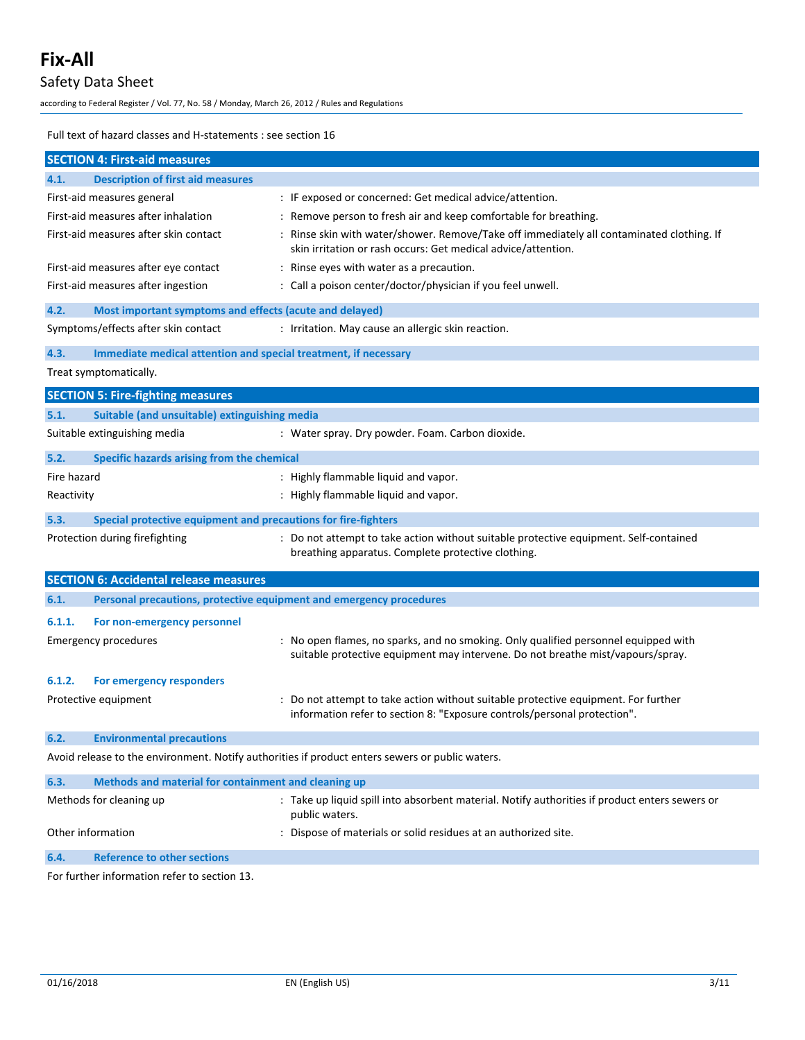Full text of hazard classes and H-statements : see section 16

## SECTION 4: First-aid measures

### 4.1. Description of first aid measures

First-aid measures general : IF exposed or concerned: Get medical advice/attention.

First-aid measures after inhalation : Remove person to fresh air and keep comfortable for breathing.

First-aid measures after skin contact : Rinse skin with water/shower. Remove/Take off immediately all contaminated clothing. If skin irritation or rash occurs: Get medical advice/attention.

First-aid measures after eye contact : Rinse eyes with water as a precaution.

First-aid measures after ingestion : Call a poison center/doctor/physician if you feel unwell.

### 4.2. Most important symptoms and effects (acute and delayed)

Symptoms/effects after skin contact : Irritation. May cause an allergic skin reaction.

### 4.3. Immediate medical attention and special treatment, if necessary

Treat symptomatically.

## SECTION 5: Fire-fighting measures

### 5.1. Suitable (and unsuitable) extinguishing media

Suitable extinguishing media : Water spray. Dry powder. Foam. Carbon dioxide.

### 5.2. Specific hazards arising from the chemical

Fire hazard : Highly flammable liquid and vapor.

Reactivity : Highly flammable liquid and vapor.

### 5.3. Special protective equipment and precautions for fire-fighters

Protection during firefighting : Do not attempt to take action without suitable protective equipment. Self-contained breathing apparatus. Complete protective clothing.

## SECTION 6: Accidental release measures

### 6.1. Personal precautions, protective equipment and emergency procedures

#### 6.1.1. For non-emergency personnel

Emergency procedures : No open flames, no sparks, and no smoking. Only qualified personnel equipped with suitable protective equipment may intervene. Do not breathe mist/vapours/spray.

#### 6.1.2. For emergency responders

Protective equipment : Do not attempt to take action without suitable protective equipment. For further information refer to section 8: "Exposure controls/personal protection".

### 6.2. Environmental precautions

Avoid release to the environment. Notify authorities if product enters sewers or public waters.

### 6.3. Methods and material for containment and cleaning up

Methods for cleaning up : Take up liquid spill into absorbent material. Notify authorities if product enters sewers or public waters.

Other information : Dispose of materials or solid residues at an authorized site.

### 6.4. Reference to other sections

For further information refer to section 13.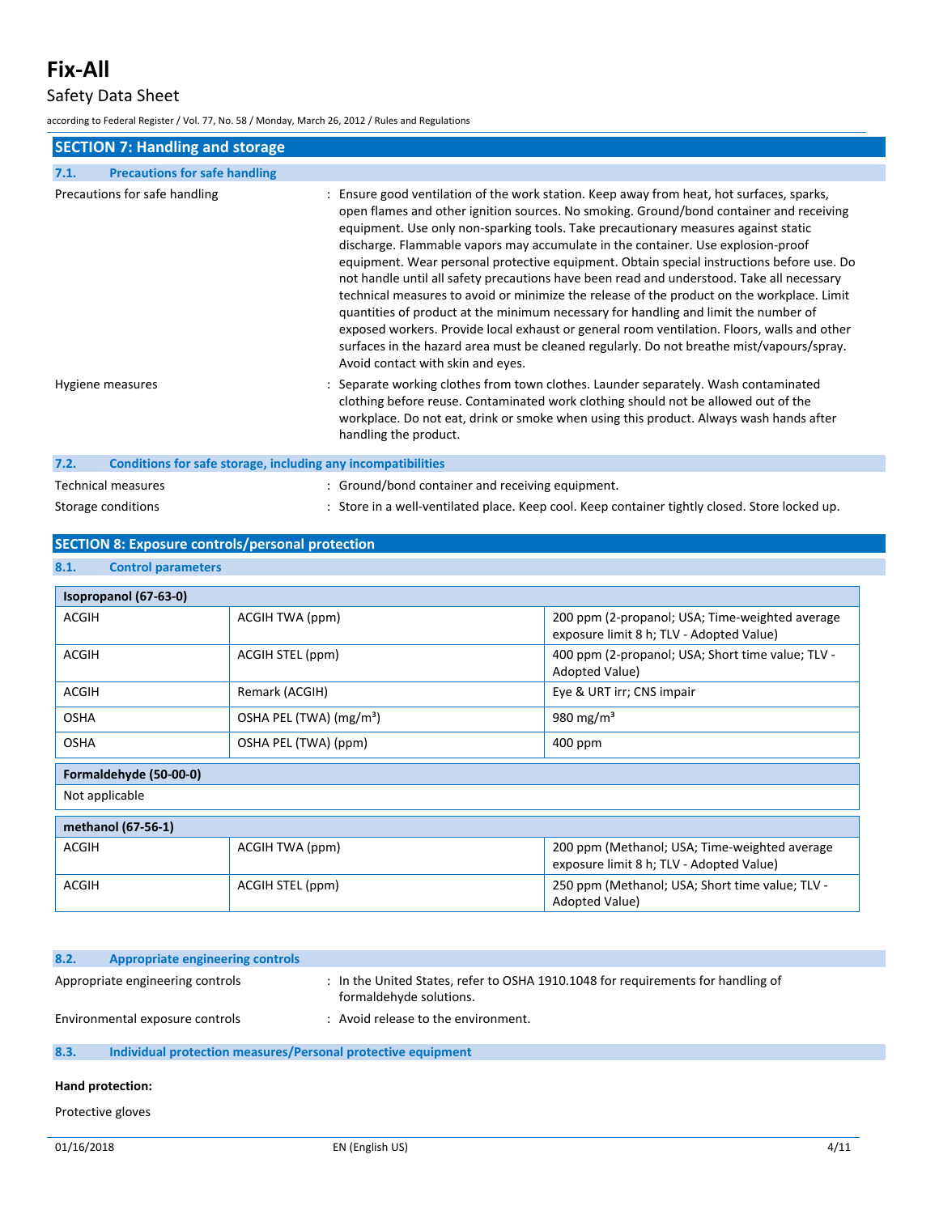## SECTION 7: Handling and storage

### 7.1. Precautions for safe handling

Precautions for safe handling : Ensure good ventilation of the work station. Keep away from heat, hot surfaces, sparks, open flames and other ignition sources. No smoking. Ground/bond container and receiving equipment. Use only non-sparking tools. Take precautionary measures against static discharge. Flammable vapors may accumulate in the container. Use explosion-proof equipment. Wear personal protective equipment. Obtain special instructions before use. Do not handle until all safety precautions have been read and understood. Take all necessary technical measures to avoid or minimize the release of the product on the workplace. Limit quantities of product at the minimum necessary for handling and limit the number of exposed workers. Provide local exhaust or general room ventilation. Floors, walls and other surfaces in the hazard area must be cleaned regularly. Do not breathe mist/vapours/spray. Avoid contact with skin and eyes.

Hygiene measures : Separate working clothes from town clothes. Launder separately. Wash contaminated clothing before reuse. Contaminated work clothing should not be allowed out of the workplace. Do not eat, drink or smoke when using this product. Always wash hands after handling the product.

### 7.2. Conditions for safe storage, including any incompatibilities

Technical measures : Ground/bond container and receiving equipment.

Storage conditions : Store in a well-ventilated place. Keep cool. Keep container tightly closed. Store locked up.

## SECTION 8: Exposure controls/personal protection

### 8.1. Control parameters

| **Isopropanol (67-63-0)** | | |
|---|---|---|
| ACGIH | ACGIH TWA (ppm) | 200 ppm (2-propanol; USA; Time-weighted average exposure limit 8 h; TLV - Adopted Value) |
| ACGIH | ACGIH STEL (ppm) | 400 ppm (2-propanol; USA; Short time value; TLV - Adopted Value) |
| ACGIH | Remark (ACGIH) | Eye & URT irr; CNS impair |
| OSHA | OSHA PEL (TWA) ($mg/m^3$) | 980 $mg/m^3$ |
| OSHA | OSHA PEL (TWA) (ppm) | 400 ppm |

| **Formaldehyde (50-00-0)** |
|---|
| Not applicable |

| **methanol (67-56-1)** | | |
|---|---|---|
| ACGIH | ACGIH TWA (ppm) | 200 ppm (Methanol; USA; Time-weighted average exposure limit 8 h; TLV - Adopted Value) |
| ACGIH | ACGIH STEL (ppm) | 250 ppm (Methanol; USA; Short time value; TLV - Adopted Value) |

### 8.2. Appropriate engineering controls

Appropriate engineering controls : In the United States, refer to OSHA 1910.1048 for requirements for handling of formaldehyde solutions.

Environmental exposure controls : Avoid release to the environment.

### 8.3. Individual protection measures/Personal protective equipment

**Hand protection:**

Protective gloves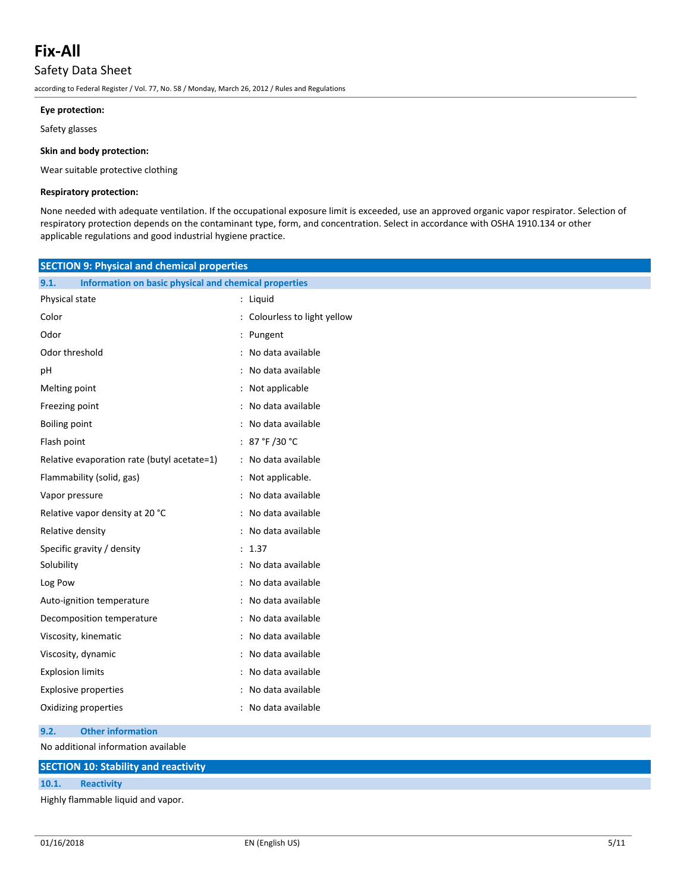**Eye protection:**

Safety glasses

**Skin and body protection:**

Wear suitable protective clothing

**Respiratory protection:**

None needed with adequate ventilation. If the occupational exposure limit is exceeded, use an approved organic vapor respirator. Selection of respiratory protection depends on the contaminant type, form, and concentration. Select in accordance with OSHA 1910.134 or other applicable regulations and good industrial hygiene practice.

## SECTION 9: Physical and chemical properties

### 9.1. Information on basic physical and chemical properties

| Property | Value |
|---|---|
| Physical state | : Liquid |
| Color | : Colourless to light yellow |
| Odor | : Pungent |
| Odor threshold | : No data available |
| pH | : No data available |
| Melting point | : Not applicable |
| Freezing point | : No data available |
| Boiling point | : No data available |
| Flash point | : 87 °F /30 °C |
| Relative evaporation rate (butyl acetate=1) | : No data available |
| Flammability (solid, gas) | : Not applicable. |
| Vapor pressure | : No data available |
| Relative vapor density at 20 °C | : No data available |
| Relative density | : No data available |
| Specific gravity / density | : 1.37 |
| Solubility | : No data available |
| Log Pow | : No data available |
| Auto-ignition temperature | : No data available |
| Decomposition temperature | : No data available |
| Viscosity, kinematic | : No data available |
| Viscosity, dynamic | : No data available |
| Explosion limits | : No data available |
| Explosive properties | : No data available |
| Oxidizing properties | : No data available |

### 9.2. Other information

No additional information available

## SECTION 10: Stability and reactivity

### 10.1. Reactivity

Highly flammable liquid and vapor.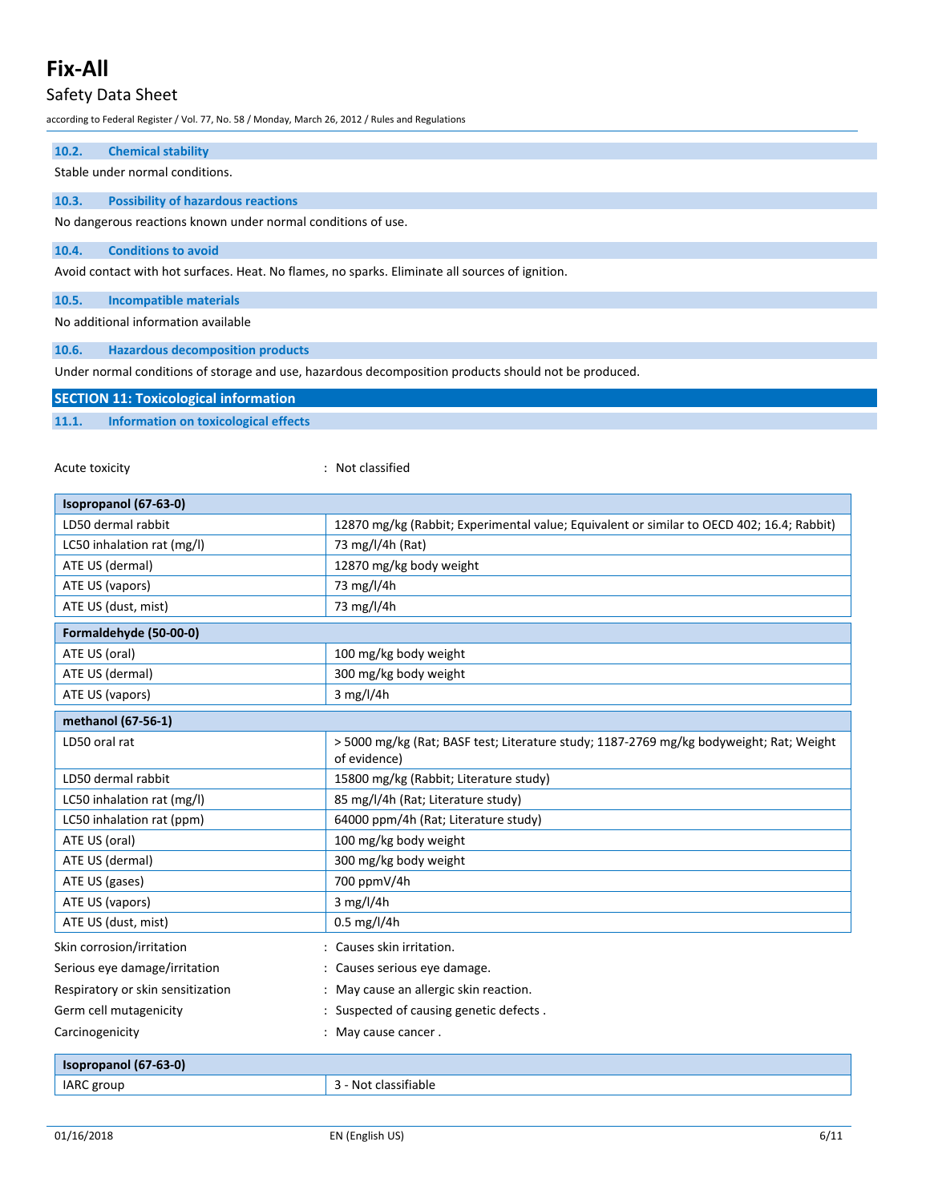### 10.2. Chemical stability

Stable under normal conditions.

### 10.3. Possibility of hazardous reactions

No dangerous reactions known under normal conditions of use.

### 10.4. Conditions to avoid

Avoid contact with hot surfaces. Heat. No flames, no sparks. Eliminate all sources of ignition.

### 10.5. Incompatible materials

No additional information available

### 10.6. Hazardous decomposition products

Under normal conditions of storage and use, hazardous decomposition products should not be produced.

## SECTION 11: Toxicological information

### 11.1. Information on toxicological effects

Acute toxicity : Not classified

| Isopropanol (67-63-0) | |
|---|---|
| LD50 dermal rabbit | 12870 mg/kg (Rabbit; Experimental value; Equivalent or similar to OECD 402; 16.4; Rabbit) |
| LC50 inhalation rat (mg/l) | 73 mg/l/4h (Rat) |
| ATE US (dermal) | 12870 mg/kg body weight |
| ATE US (vapors) | 73 mg/l/4h |
| ATE US (dust, mist) | 73 mg/l/4h |

| Formaldehyde (50-00-0) | |
|---|---|
| ATE US (oral) | 100 mg/kg body weight |
| ATE US (dermal) | 300 mg/kg body weight |
| ATE US (vapors) | 3 mg/l/4h |

| methanol (67-56-1) | |
|---|---|
| LD50 oral rat | > 5000 mg/kg (Rat; BASF test; Literature study; 1187-2769 mg/kg bodyweight; Rat; Weight of evidence) |
| LD50 dermal rabbit | 15800 mg/kg (Rabbit; Literature study) |
| LC50 inhalation rat (mg/l) | 85 mg/l/4h (Rat; Literature study) |
| LC50 inhalation rat (ppm) | 64000 ppm/4h (Rat; Literature study) |
| ATE US (oral) | 100 mg/kg body weight |
| ATE US (dermal) | 300 mg/kg body weight |
| ATE US (gases) | 700 ppmV/4h |
| ATE US (vapors) | 3 mg/l/4h |
| ATE US (dust, mist) | 0.5 mg/l/4h |

Skin corrosion/irritation : Causes skin irritation.

Serious eye damage/irritation : Causes serious eye damage.

Respiratory or skin sensitization : May cause an allergic skin reaction.

Germ cell mutagenicity : Suspected of causing genetic defects .

Carcinogenicity : May cause cancer .

| Isopropanol (67-63-0) | |
|---|---|
| IARC group | 3 - Not classifiable |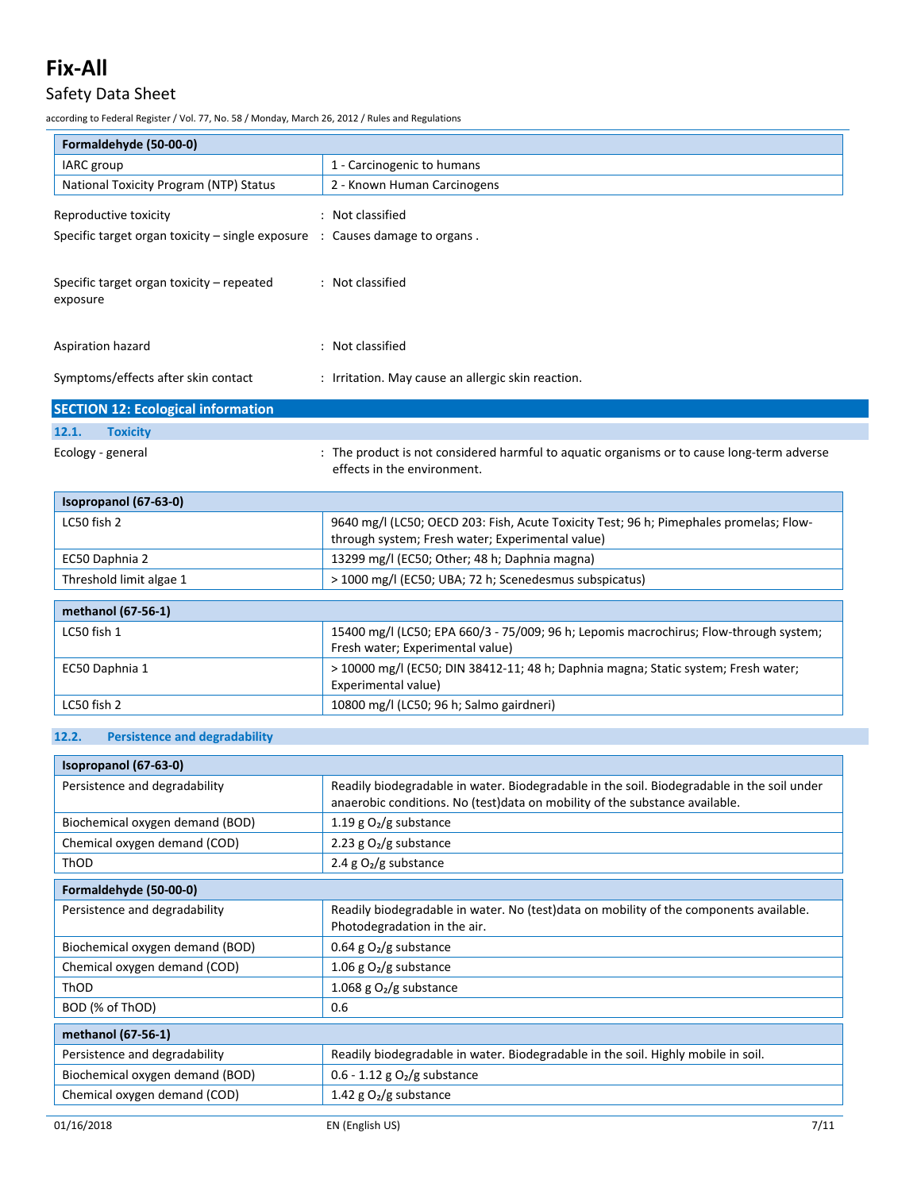| Formaldehyde (50-00-0) | |
|---|---|
| IARC group | 1 - Carcinogenic to humans |
| National Toxicity Program (NTP) Status | 2 - Known Human Carcinogens |

Reproductive toxicity : Not classified

Specific target organ toxicity – single exposure : Causes damage to organs .

Specific target organ toxicity – repeated exposure : Not classified

Aspiration hazard : Not classified

Symptoms/effects after skin contact : Irritation. May cause an allergic skin reaction.

## SECTION 12: Ecological information

### 12.1. Toxicity

Ecology - general : The product is not considered harmful to aquatic organisms or to cause long-term adverse effects in the environment.

| Isopropanol (67-63-0) | |
|---|---|
| LC50 fish 2 | 9640 mg/l (LC50; OECD 203: Fish, Acute Toxicity Test; 96 h; Pimephales promelas; Flow-through system; Fresh water; Experimental value) |
| EC50 Daphnia 2 | 13299 mg/l (EC50; Other; 48 h; Daphnia magna) |
| Threshold limit algae 1 | > 1000 mg/l (EC50; UBA; 72 h; Scenedesmus subspicatus) |

| methanol (67-56-1) | |
|---|---|
| LC50 fish 1 | 15400 mg/l (LC50; EPA 660/3 - 75/009; 96 h; Lepomis macrochirus; Flow-through system; Fresh water; Experimental value) |
| EC50 Daphnia 1 | > 10000 mg/l (EC50; DIN 38412-11; 48 h; Daphnia magna; Static system; Fresh water; Experimental value) |
| LC50 fish 2 | 10800 mg/l (LC50; 96 h; Salmo gairdneri) |

### 12.2. Persistence and degradability

| Isopropanol (67-63-0) | |
|---|---|
| Persistence and degradability | Readily biodegradable in water. Biodegradable in the soil. Biodegradable in the soil under anaerobic conditions. No (test)data on mobility of the substance available. |
| Biochemical oxygen demand (BOD) | 1.19 g $O_2$/g substance |
| Chemical oxygen demand (COD) | 2.23 g $O_2$/g substance |
| ThOD | 2.4 g $O_2$/g substance |

| Formaldehyde (50-00-0) | |
|---|---|
| Persistence and degradability | Readily biodegradable in water. No (test)data on mobility of the components available. Photodegradation in the air. |
| Biochemical oxygen demand (BOD) | 0.64 g $O_2$/g substance |
| Chemical oxygen demand (COD) | 1.06 g $O_2$/g substance |
| ThOD | 1.068 g $O_2$/g substance |
| BOD (% of ThOD) | 0.6 |

| methanol (67-56-1) | |
|---|---|
| Persistence and degradability | Readily biodegradable in water. Biodegradable in the soil. Highly mobile in soil. |
| Biochemical oxygen demand (BOD) | 0.6 - 1.12 g $O_2$/g substance |
| Chemical oxygen demand (COD) | 1.42 g $O_2$/g substance |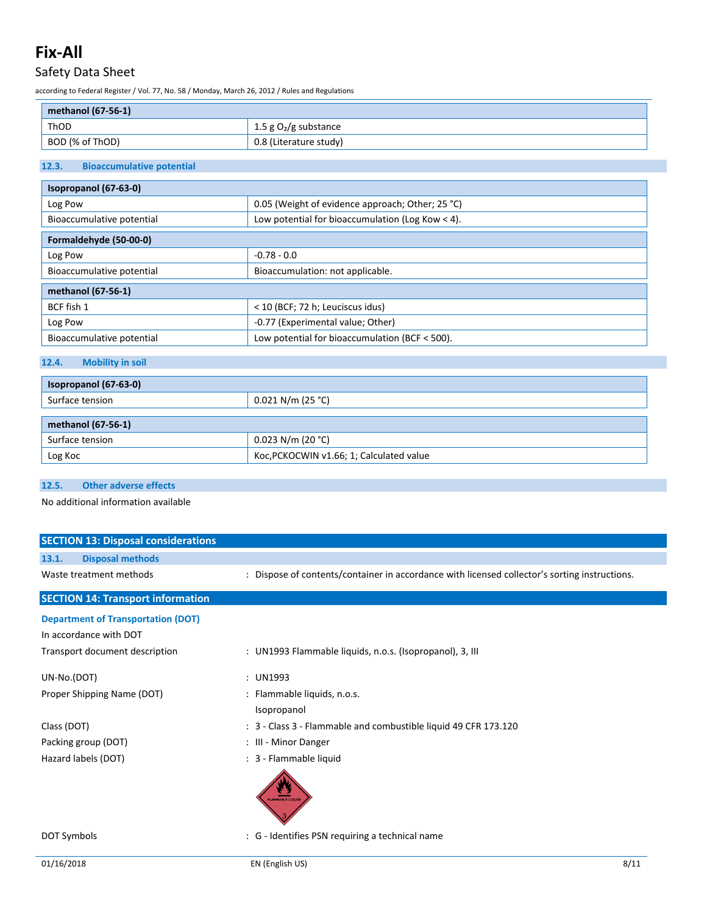| methanol (67-56-1) | |
|---|---|
| ThOD | 1.5 g $O_2$/g substance |
| BOD (% of ThOD) | 0.8 (Literature study) |

### 12.3. Bioaccumulative potential

| Isopropanol (67-63-0) | |
|---|---|
| Log Pow | 0.05 (Weight of evidence approach; Other; 25 °C) |
| Bioaccumulative potential | Low potential for bioaccumulation (Log Kow < 4). |

| Formaldehyde (50-00-0) | |
|---|---|
| Log Pow | -0.78 - 0.0 |
| Bioaccumulative potential | Bioaccumulation: not applicable. |

| methanol (67-56-1) | |
|---|---|
| BCF fish 1 | < 10 (BCF; 72 h; Leuciscus idus) |
| Log Pow | -0.77 (Experimental value; Other) |
| Bioaccumulative potential | Low potential for bioaccumulation (BCF < 500). |

### 12.4. Mobility in soil

| Isopropanol (67-63-0) | |
|---|---|
| Surface tension | 0.021 N/m (25 °C) |

| methanol (67-56-1) | |
|---|---|
| Surface tension | 0.023 N/m (20 °C) |
| Log Koc | Koc,PCKOCWIN v1.66; 1; Calculated value |

### 12.5. Other adverse effects

No additional information available

## SECTION 13: Disposal considerations

### 13.1. Disposal methods

Waste treatment methods : Dispose of contents/container in accordance with licensed collector's sorting instructions.

## SECTION 14: Transport information

### Department of Transportation (DOT)

In accordance with DOT

Transport document description : UN1993 Flammable liquids, n.o.s. (Isopropanol), 3, III

UN-No.(DOT) : UN1993

Proper Shipping Name (DOT) : Flammable liquids, n.o.s.
Isopropanol

Class (DOT) : 3 - Class 3 - Flammable and combustible liquid 49 CFR 173.120

Packing group (DOT) : III - Minor Danger

Hazard labels (DOT) : 3 - Flammable liquid

DOT Symbols : G - Identifies PSN requiring a technical name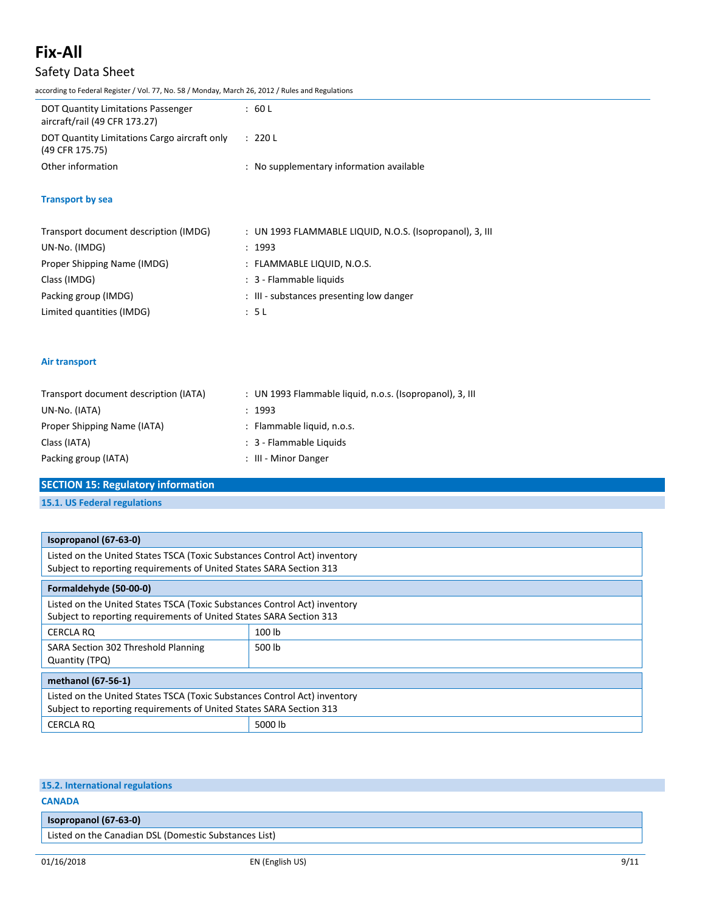| | |
|---|---|
| DOT Quantity Limitations Passenger aircraft/rail (49 CFR 173.27) | : 60 L |
| DOT Quantity Limitations Cargo aircraft only (49 CFR 175.75) | : 220 L |
| Other information | : No supplementary information available |

**Transport by sea**

| | |
|---|---|
| Transport document description (IMDG) | : UN 1993 FLAMMABLE LIQUID, N.O.S. (Isopropanol), 3, III |
| UN-No. (IMDG) | : 1993 |
| Proper Shipping Name (IMDG) | : FLAMMABLE LIQUID, N.O.S. |
| Class (IMDG) | : 3 - Flammable liquids |
| Packing group (IMDG) | : III - substances presenting low danger |
| Limited quantities (IMDG) | : 5 L |

**Air transport**

| | |
|---|---|
| Transport document description (IATA) | : UN 1993 Flammable liquid, n.o.s. (Isopropanol), 3, III |
| UN-No. (IATA) | : 1993 |
| Proper Shipping Name (IATA) | : Flammable liquid, n.o.s. |
| Class (IATA) | : 3 - Flammable Liquids |
| Packing group (IATA) | : III - Minor Danger |

## SECTION 15: Regulatory information

### 15.1. US Federal regulations

| Isopropanol (67-63-0) | |
|---|---|
| Listed on the United States TSCA (Toxic Substances Control Act) inventory<br>Subject to reporting requirements of United States SARA Section 313 | |

| Formaldehyde (50-00-0) | |
|---|---|
| Listed on the United States TSCA (Toxic Substances Control Act) inventory<br>Subject to reporting requirements of United States SARA Section 313 | |
| CERCLA RQ | 100 lb |
| SARA Section 302 Threshold Planning Quantity (TPQ) | 500 lb |

| methanol (67-56-1) | |
|---|---|
| Listed on the United States TSCA (Toxic Substances Control Act) inventory<br>Subject to reporting requirements of United States SARA Section 313 | |
| CERCLA RQ | 5000 lb |

### 15.2. International regulations

**CANADA**

| Isopropanol (67-63-0) |
|---|
| Listed on the Canadian DSL (Domestic Substances List) |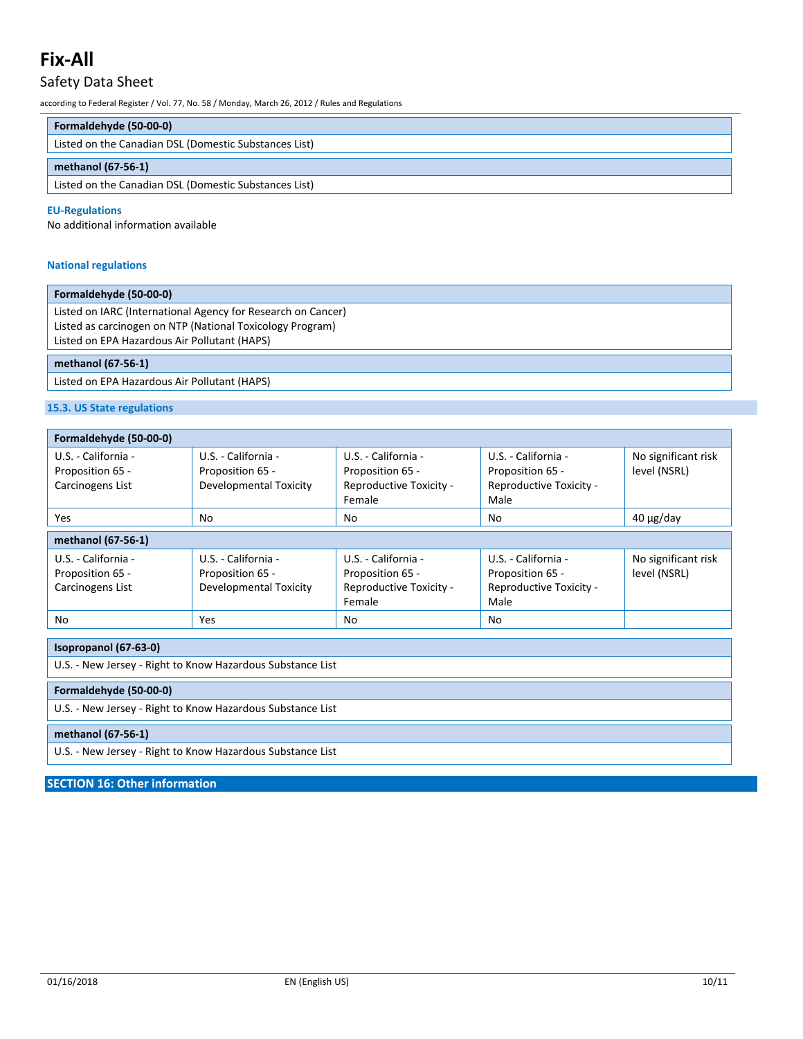| Formaldehyde (50-00-0) |
|---|
| Listed on the Canadian DSL (Domestic Substances List) |

| methanol (67-56-1) |
|---|
| Listed on the Canadian DSL (Domestic Substances List) |

**EU-Regulations**

No additional information available

**National regulations**

| Formaldehyde (50-00-0) |
|---|
| Listed on IARC (International Agency for Research on Cancer)<br>Listed as carcinogen on NTP (National Toxicology Program)<br>Listed on EPA Hazardous Air Pollutant (HAPS) |

| methanol (67-56-1) |
|---|
| Listed on EPA Hazardous Air Pollutant (HAPS) |

### 15.3. US State regulations

| Formaldehyde (50-00-0) | | | | |
|---|---|---|---|---|
| U.S. - California - Proposition 65 - Carcinogens List | U.S. - California - Proposition 65 - Developmental Toxicity | U.S. - California - Proposition 65 - Reproductive Toxicity - Female | U.S. - California - Proposition 65 - Reproductive Toxicity - Male | No significant risk level (NSRL) |
| Yes | No | No | No | 40 µg/day |

| methanol (67-56-1) | | | | |
|---|---|---|---|---|
| U.S. - California - Proposition 65 - Carcinogens List | U.S. - California - Proposition 65 - Developmental Toxicity | U.S. - California - Proposition 65 - Reproductive Toxicity - Female | U.S. - California - Proposition 65 - Reproductive Toxicity - Male | No significant risk level (NSRL) |
| No | Yes | No | No | |

| Isopropanol (67-63-0) |
|---|
| U.S. - New Jersey - Right to Know Hazardous Substance List |

| Formaldehyde (50-00-0) |
|---|
| U.S. - New Jersey - Right to Know Hazardous Substance List |

| methanol (67-56-1) |
|---|
| U.S. - New Jersey - Right to Know Hazardous Substance List |

## SECTION 16: Other information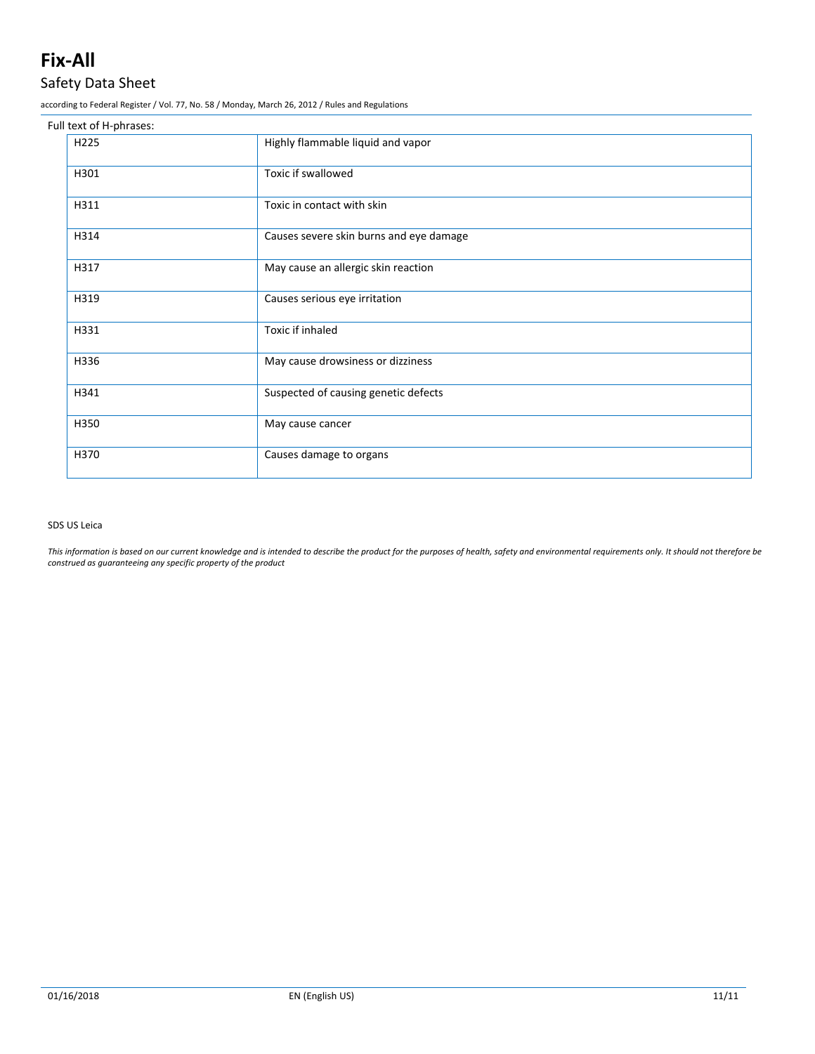Full text of H-phrases:

| | |
|---|---|
| H225 | Highly flammable liquid and vapor |
| H301 | Toxic if swallowed |
| H311 | Toxic in contact with skin |
| H314 | Causes severe skin burns and eye damage |
| H317 | May cause an allergic skin reaction |
| H319 | Causes serious eye irritation |
| H331 | Toxic if inhaled |
| H336 | May cause drowsiness or dizziness |
| H341 | Suspected of causing genetic defects |
| H350 | May cause cancer |
| H370 | Causes damage to organs |

SDS US Leica

*This information is based on our current knowledge and is intended to describe the product for the purposes of health, safety and environmental requirements only. It should not therefore be construed as guaranteeing any specific property of the product*